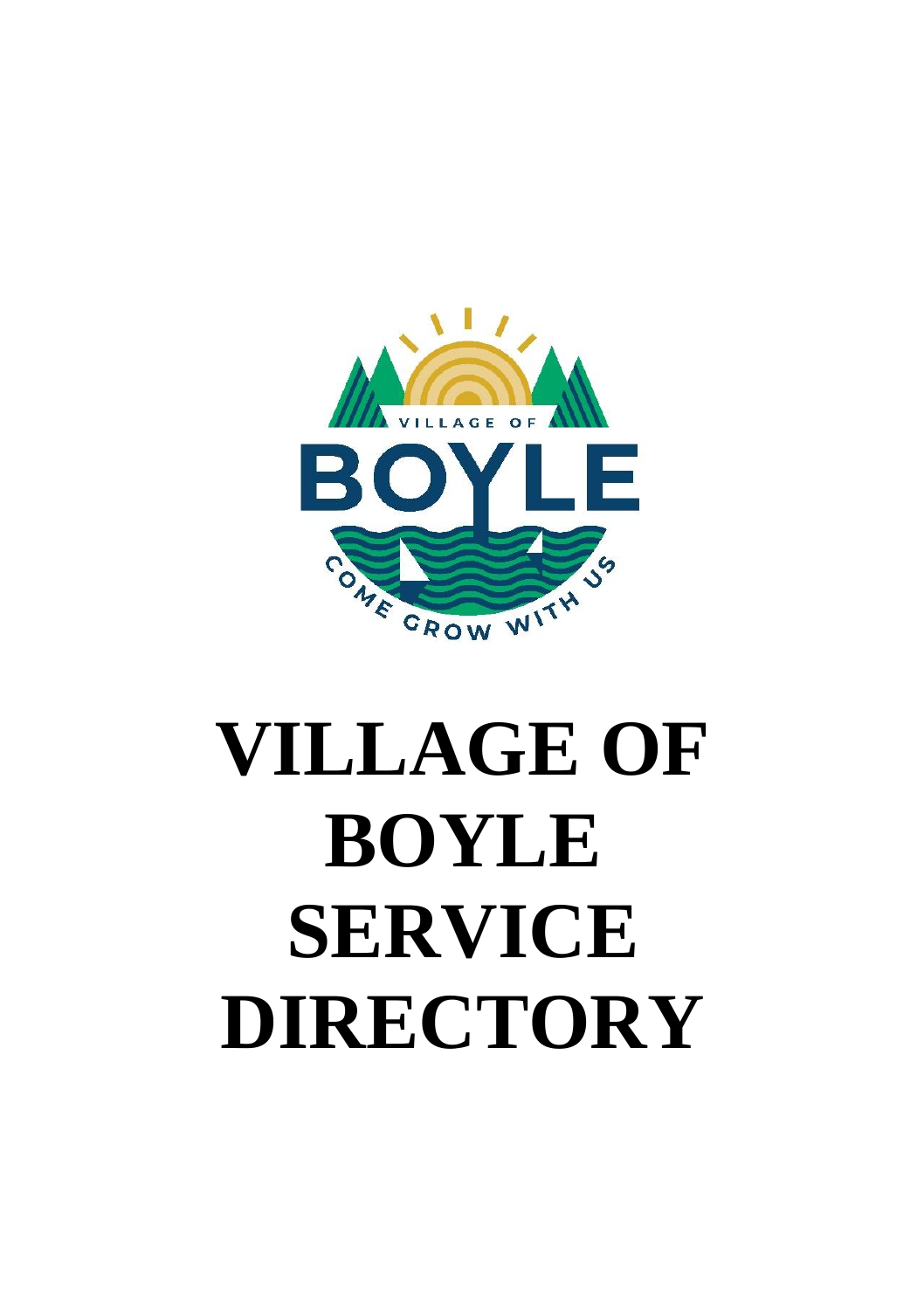# VILLAGE OF BOYLE SERVICE DIRECTORY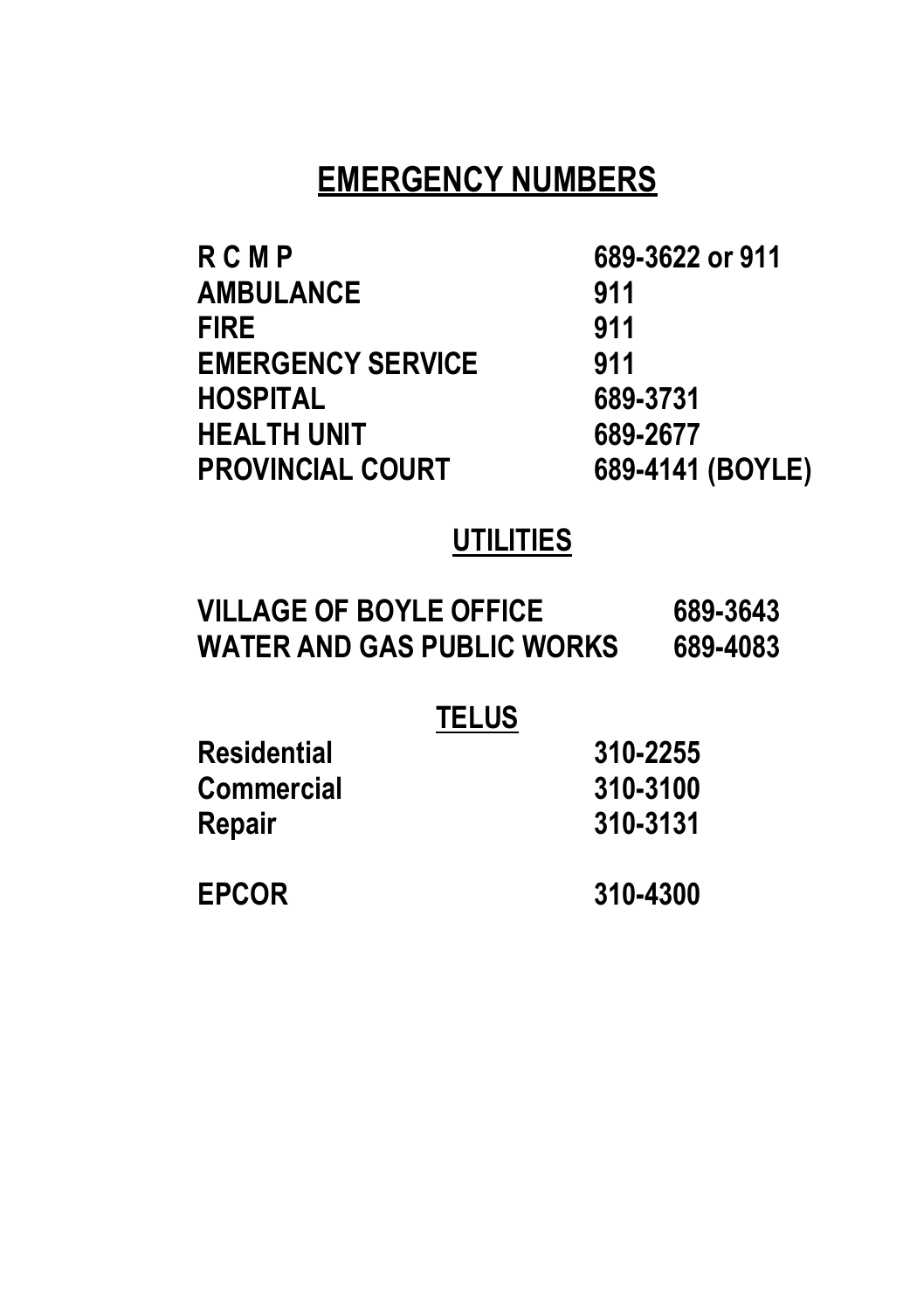# EMERGENCY NUMBERS

| | |
|---|---|
| **R C M P** | **689-3622 or 911** |
| **AMBULANCE** | **911** |
| **FIRE** | **911** |
| **EMERGENCY SERVICE** | **911** |
| **HOSPITAL** | **689-3731** |
| **HEALTH UNIT** | **689-2677** |
| **PROVINCIAL COURT** | **689-4141 (BOYLE)** |

## UTILITIES

| | |
|---|---|
| **VILLAGE OF BOYLE OFFICE** | **689-3643** |
| **WATER AND GAS PUBLIC WORKS** | **689-4083** |

## TELUS

| | |
|---|---|
| **Residential** | **310-2255** |
| **Commercial** | **310-3100** |
| **Repair** | **310-3131** |

| | |
|---|---|
| **EPCOR** | **310-4300** |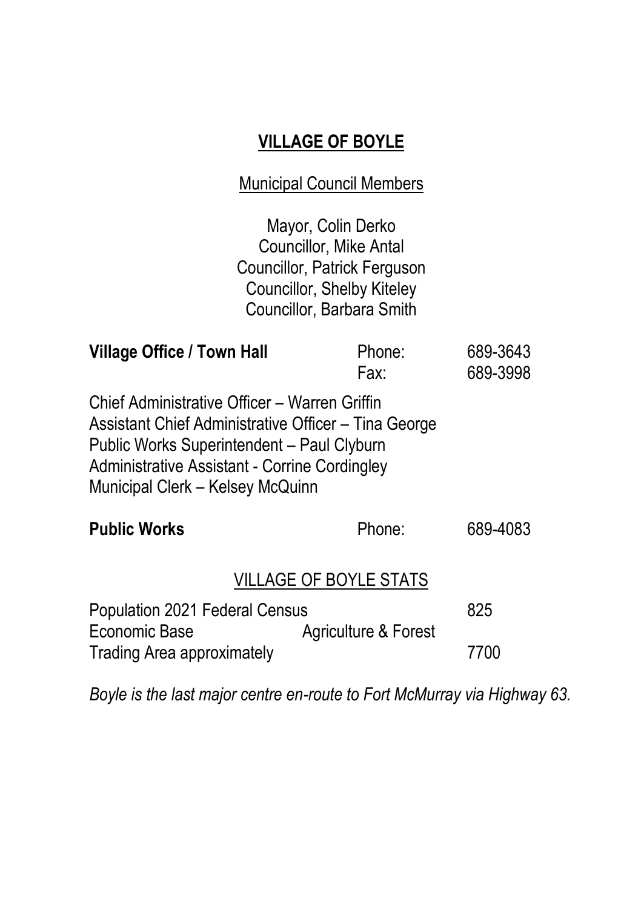# VILLAGE OF BOYLE

## Municipal Council Members

Mayor, Colin Derko
Councillor, Mike Antal
Councillor, Patrick Ferguson
Councillor, Shelby Kiteley
Councillor, Barbara Smith

| **Village Office / Town Hall** | Phone: | 689-3643 |
|---|---|---|
| | Fax: | 689-3998 |

Chief Administrative Officer – Warren Griffin
Assistant Chief Administrative Officer – Tina George
Public Works Superintendent – Paul Clyburn
Administrative Assistant - Corrine Cordingley
Municipal Clerk – Kelsey McQuinn

| **Public Works** | Phone: | 689-4083 |
|---|---|---|

## VILLAGE OF BOYLE STATS

| | | |
|---|---|---|
| Population 2021 Federal Census | | 825 |
| Economic Base | Agriculture & Forest | |
| Trading Area approximately | | 7700 |

*Boyle is the last major centre en-route to Fort McMurray via Highway 63.*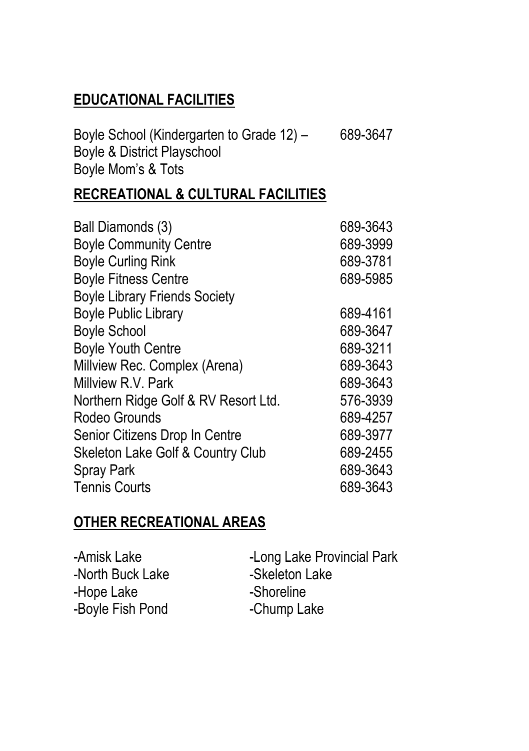## EDUCATIONAL FACILITIES

| | |
|---|---|
| Boyle School (Kindergarten to Grade 12) – | 689-3647 |
| Boyle & District Playschool | |
| Boyle Mom's & Tots | |

## RECREATIONAL & CULTURAL FACILITIES

| | |
|---|---|
| Ball Diamonds (3) | 689-3643 |
| Boyle Community Centre | 689-3999 |
| Boyle Curling Rink | 689-3781 |
| Boyle Fitness Centre | 689-5985 |
| Boyle Library Friends Society | |
| Boyle Public Library | 689-4161 |
| Boyle School | 689-3647 |
| Boyle Youth Centre | 689-3211 |
| Millview Rec. Complex (Arena) | 689-3643 |
| Millview R.V. Park | 689-3643 |
| Northern Ridge Golf & RV Resort Ltd. | 576-3939 |
| Rodeo Grounds | 689-4257 |
| Senior Citizens Drop In Centre | 689-3977 |
| Skeleton Lake Golf & Country Club | 689-2455 |
| Spray Park | 689-3643 |
| Tennis Courts | 689-3643 |

## OTHER RECREATIONAL AREAS

- Amisk Lake
- North Buck Lake
- Hope Lake
- Boyle Fish Pond
- Long Lake Provincial Park
- Skeleton Lake
- Shoreline
- Chump Lake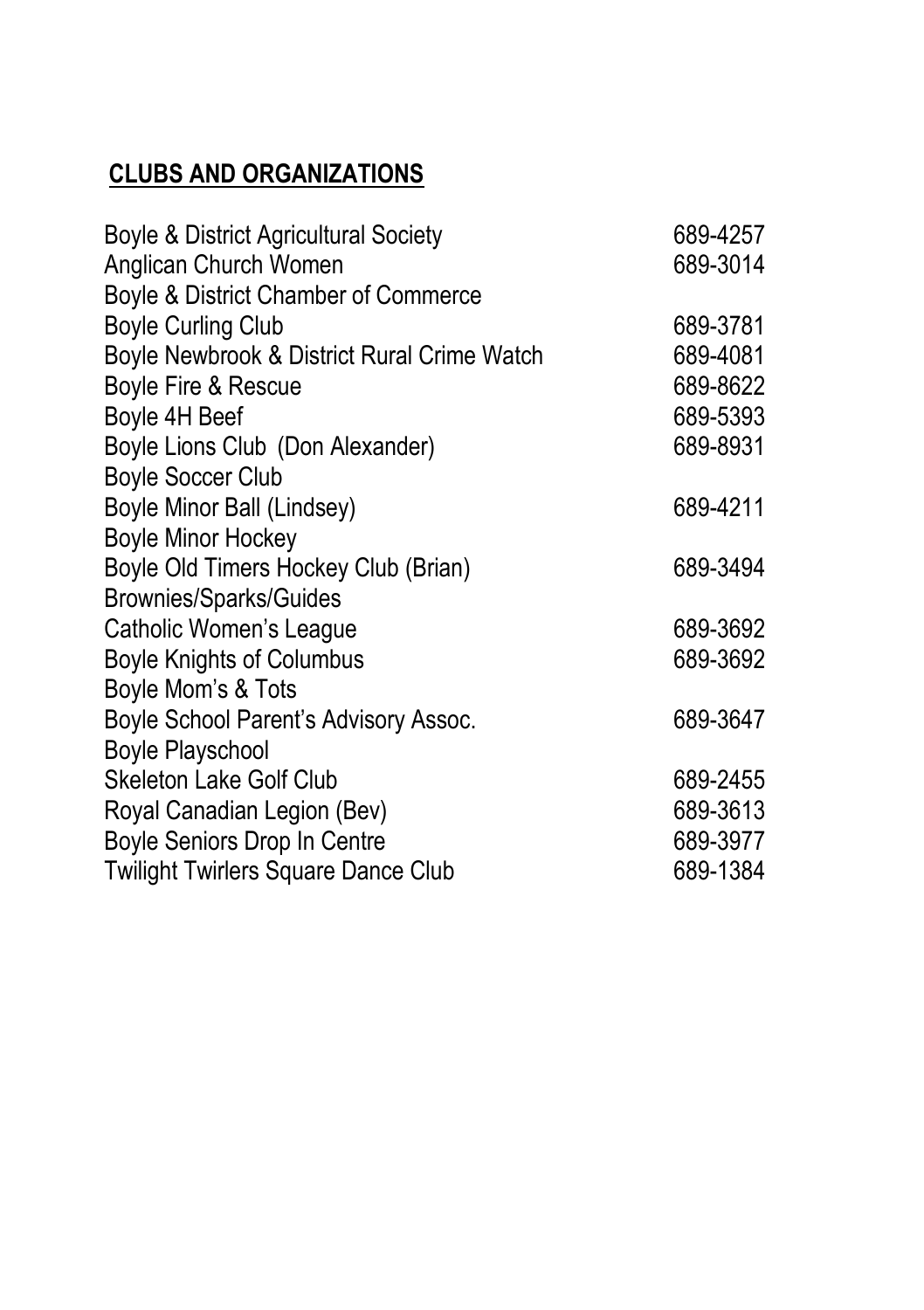## CLUBS AND ORGANIZATIONS

| Organization | Phone |
|---|---|
| Boyle & District Agricultural Society | 689-4257 |
| Anglican Church Women | 689-3014 |
| Boyle & District Chamber of Commerce | |
| Boyle Curling Club | 689-3781 |
| Boyle Newbrook & District Rural Crime Watch | 689-4081 |
| Boyle Fire & Rescue | 689-8622 |
| Boyle 4H Beef | 689-5393 |
| Boyle Lions Club (Don Alexander) | 689-8931 |
| Boyle Soccer Club | |
| Boyle Minor Ball (Lindsey) | 689-4211 |
| Boyle Minor Hockey | |
| Boyle Old Timers Hockey Club (Brian) | 689-3494 |
| Brownies/Sparks/Guides | |
| Catholic Women's League | 689-3692 |
| Boyle Knights of Columbus | 689-3692 |
| Boyle Mom's & Tots | |
| Boyle School Parent's Advisory Assoc. | 689-3647 |
| Boyle Playschool | |
| Skeleton Lake Golf Club | 689-2455 |
| Royal Canadian Legion (Bev) | 689-3613 |
| Boyle Seniors Drop In Centre | 689-3977 |
| Twilight Twirlers Square Dance Club | 689-1384 |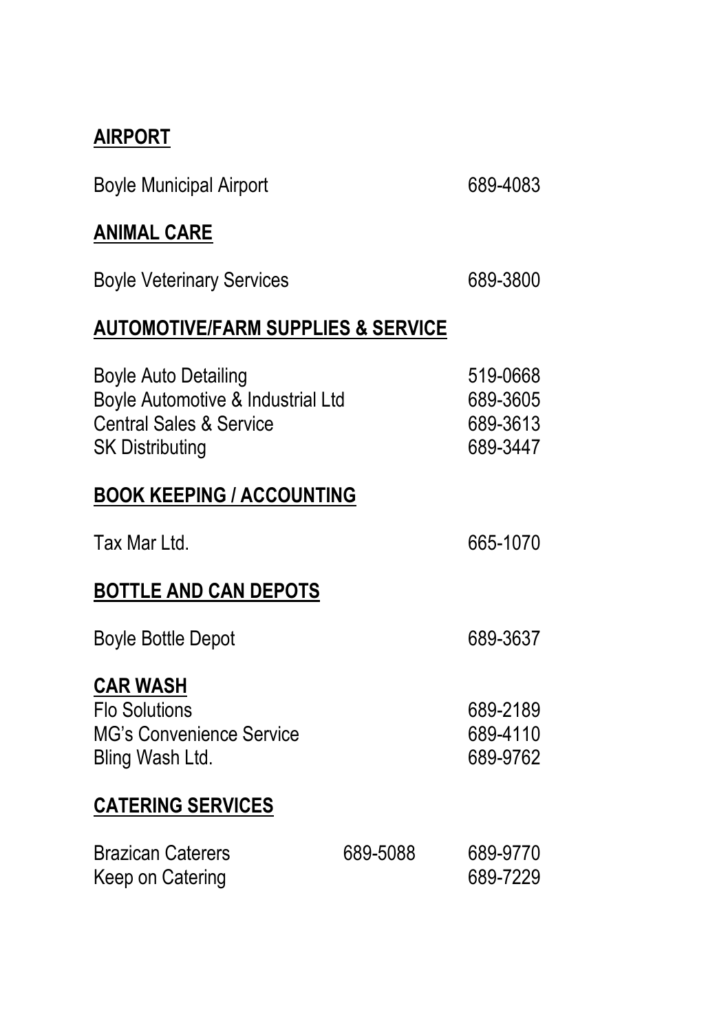## AIRPORT

Boyle Municipal Airport 689-4083

## ANIMAL CARE

Boyle Veterinary Services 689-3800

## AUTOMOTIVE/FARM SUPPLIES & SERVICE

Boyle Auto Detailing 519-0668
Boyle Automotive & Industrial Ltd 689-3605
Central Sales & Service 689-3613
SK Distributing 689-3447

## BOOK KEEPING / ACCOUNTING

Tax Mar Ltd. 665-1070

## BOTTLE AND CAN DEPOTS

Boyle Bottle Depot 689-3637

## CAR WASH

Flo Solutions 689-2189
MG's Convenience Service 689-4110
Bling Wash Ltd. 689-9762

## CATERING SERVICES

Brazican Caterers 689-5088 689-9770
Keep on Catering 689-7229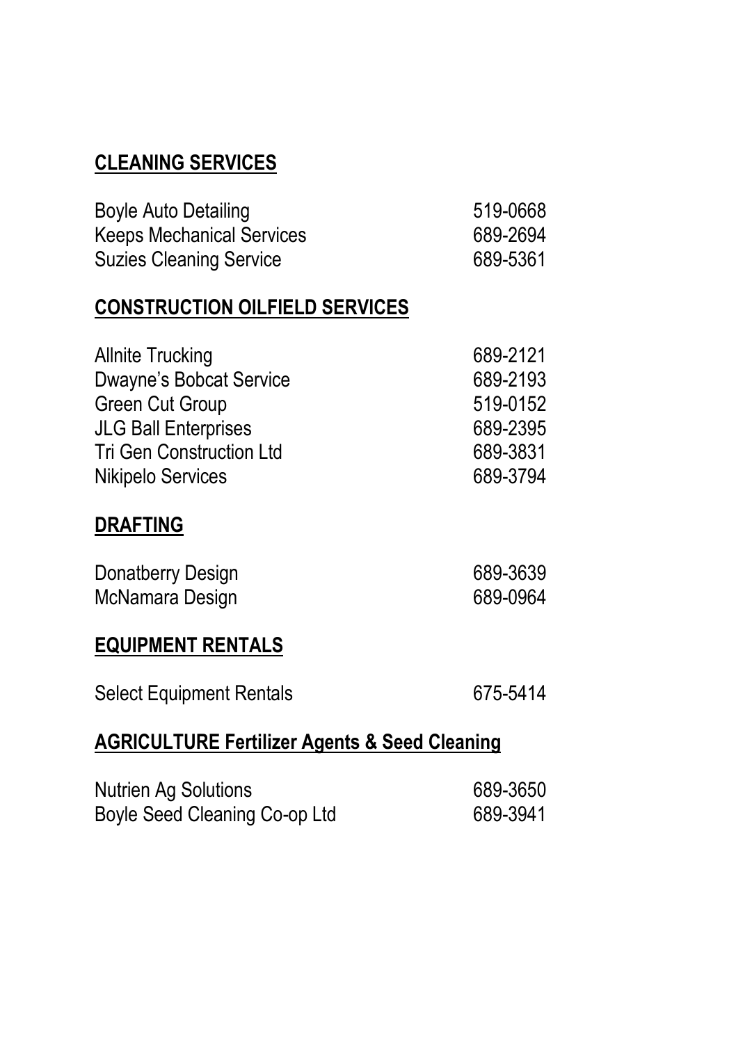## CLEANING SERVICES

| | |
|---|---|
| Boyle Auto Detailing | 519-0668 |
| Keeps Mechanical Services | 689-2694 |
| Suzies Cleaning Service | 689-5361 |

## CONSTRUCTION OILFIELD SERVICES

| | |
|---|---|
| Allnite Trucking | 689-2121 |
| Dwayne's Bobcat Service | 689-2193 |
| Green Cut Group | 519-0152 |
| JLG Ball Enterprises | 689-2395 |
| Tri Gen Construction Ltd | 689-3831 |
| Nikipelo Services | 689-3794 |

## DRAFTING

| | |
|---|---|
| Donatberry Design | 689-3639 |
| McNamara Design | 689-0964 |

## EQUIPMENT RENTALS

| | |
|---|---|
| Select Equipment Rentals | 675-5414 |

## AGRICULTURE Fertilizer Agents & Seed Cleaning

| | |
|---|---|
| Nutrien Ag Solutions | 689-3650 |
| Boyle Seed Cleaning Co-op Ltd | 689-3941 |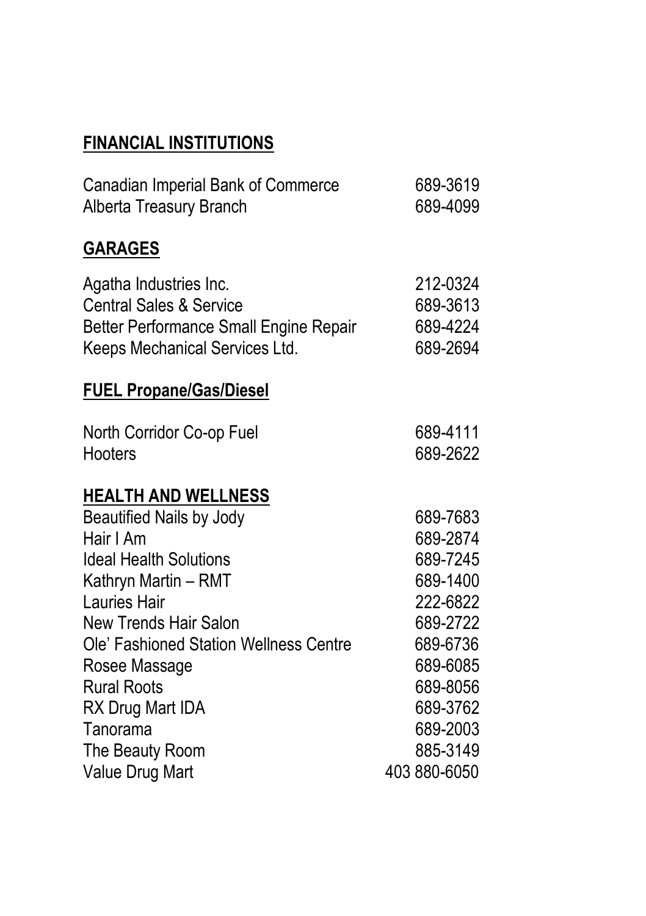## FINANCIAL INSTITUTIONS

| | |
|---|---|
| Canadian Imperial Bank of Commerce | 689-3619 |
| Alberta Treasury Branch | 689-4099 |

## GARAGES

| | |
|---|---|
| Agatha Industries Inc. | 212-0324 |
| Central Sales & Service | 689-3613 |
| Better Performance Small Engine Repair | 689-4224 |
| Keeps Mechanical Services Ltd. | 689-2694 |

## FUEL Propane/Gas/Diesel

| | |
|---|---|
| North Corridor Co-op Fuel | 689-4111 |
| Hooters | 689-2622 |

## HEALTH AND WELLNESS

| | |
|---|---|
| Beautified Nails by Jody | 689-7683 |
| Hair I Am | 689-2874 |
| Ideal Health Solutions | 689-7245 |
| Kathryn Martin – RMT | 689-1400 |
| Lauries Hair | 222-6822 |
| New Trends Hair Salon | 689-2722 |
| Ole' Fashioned Station Wellness Centre | 689-6736 |
| Rosee Massage | 689-6085 |
| Rural Roots | 689-8056 |
| RX Drug Mart IDA | 689-3762 |
| Tanorama | 689-2003 |
| The Beauty Room | 885-3149 |
| Value Drug Mart | 403 880-6050 |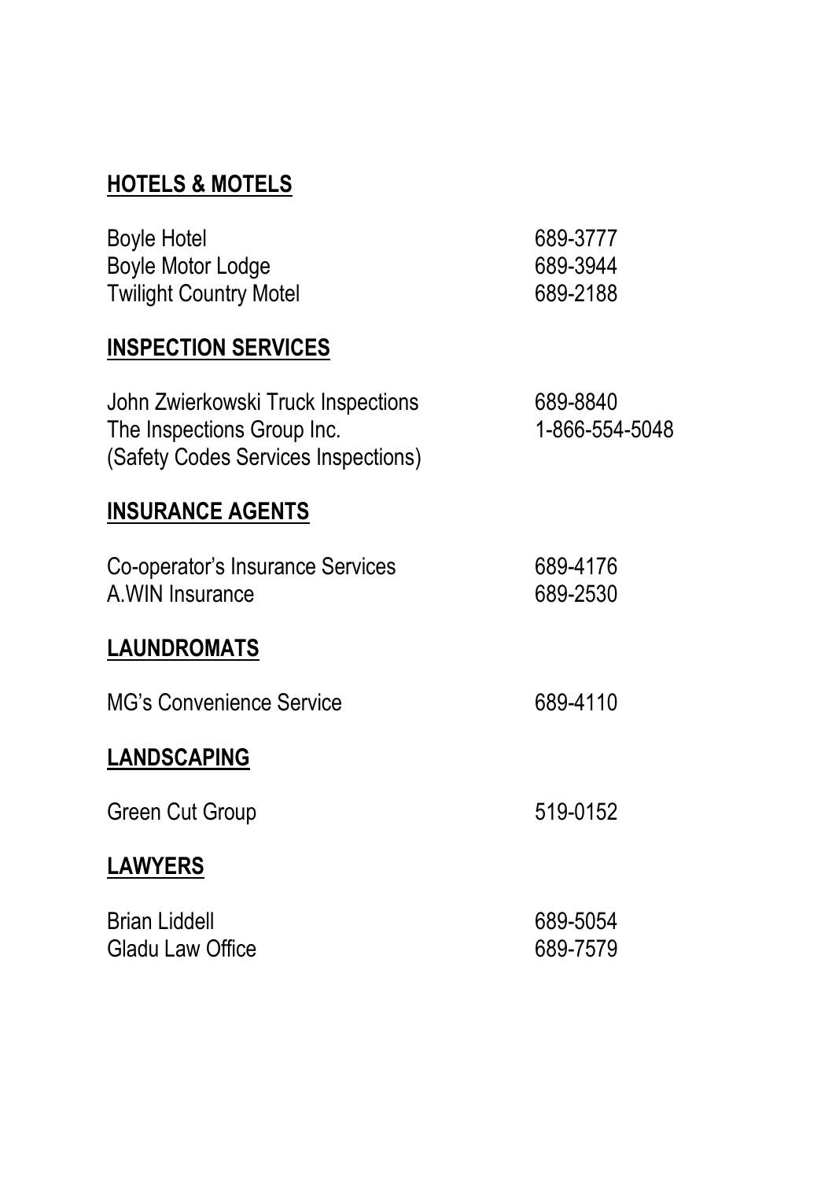## HOTELS & MOTELS

| | |
|---|---|
| Boyle Hotel | 689-3777 |
| Boyle Motor Lodge | 689-3944 |
| Twilight Country Motel | 689-2188 |

## INSPECTION SERVICES

| | |
|---|---|
| John Zwierkowski Truck Inspections | 689-8840 |
| The Inspections Group Inc. (Safety Codes Services Inspections) | 1-866-554-5048 |

## INSURANCE AGENTS

| | |
|---|---|
| Co-operator's Insurance Services | 689-4176 |
| A.WIN Insurance | 689-2530 |

## LAUNDROMATS

| | |
|---|---|
| MG's Convenience Service | 689-4110 |

## LANDSCAPING

| | |
|---|---|
| Green Cut Group | 519-0152 |

## LAWYERS

| | |
|---|---|
| Brian Liddell | 689-5054 |
| Gladu Law Office | 689-7579 |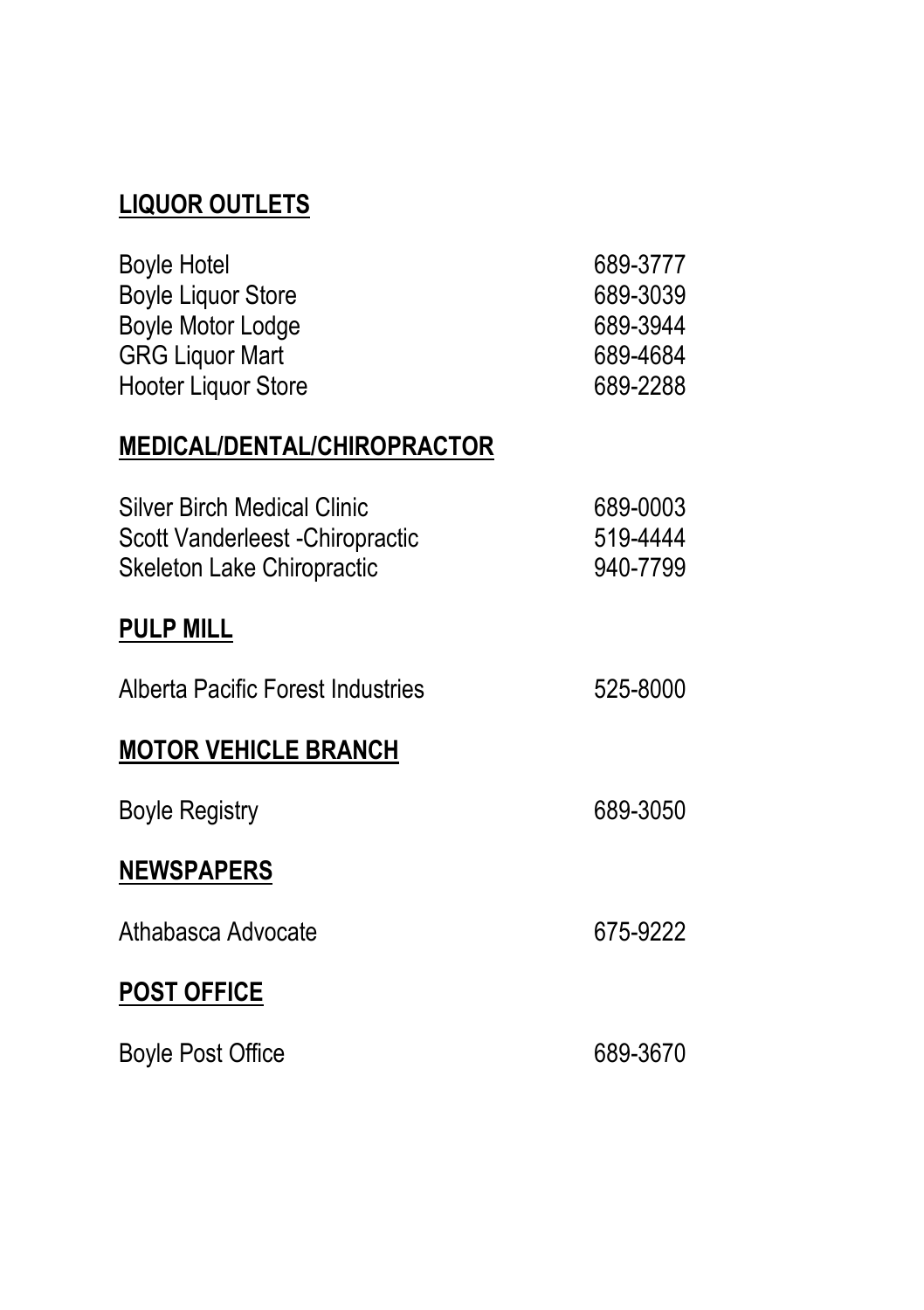**LIQUOR OUTLETS**

| | |
|---|---|
| Boyle Hotel | 689-3777 |
| Boyle Liquor Store | 689-3039 |
| Boyle Motor Lodge | 689-3944 |
| GRG Liquor Mart | 689-4684 |
| Hooter Liquor Store | 689-2288 |

**MEDICAL/DENTAL/CHIROPRACTOR**

| | |
|---|---|
| Silver Birch Medical Clinic | 689-0003 |
| Scott Vanderleest -Chiropractic | 519-4444 |
| Skeleton Lake Chiropractic | 940-7799 |

**PULP MILL**

| | |
|---|---|
| Alberta Pacific Forest Industries | 525-8000 |

**MOTOR VEHICLE BRANCH**

| | |
|---|---|
| Boyle Registry | 689-3050 |

**NEWSPAPERS**

| | |
|---|---|
| Athabasca Advocate | 675-9222 |

**POST OFFICE**

| | |
|---|---|
| Boyle Post Office | 689-3670 |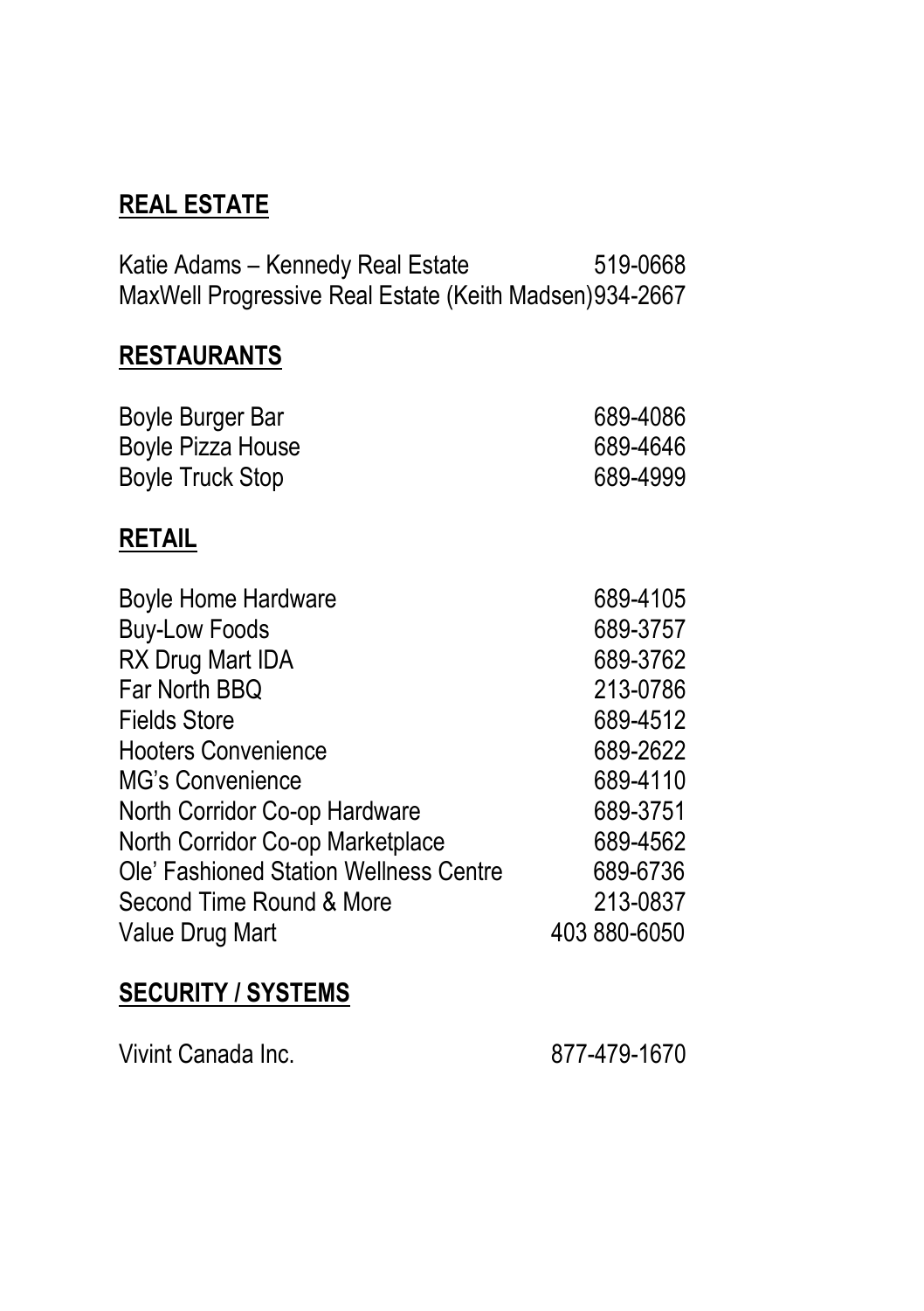## REAL ESTATE

| | |
|---|---|
| Katie Adams – Kennedy Real Estate | 519-0668 |
| MaxWell Progressive Real Estate (Keith Madsen) | 934-2667 |

## RESTAURANTS

| | |
|---|---|
| Boyle Burger Bar | 689-4086 |
| Boyle Pizza House | 689-4646 |
| Boyle Truck Stop | 689-4999 |

## RETAIL

| | |
|---|---|
| Boyle Home Hardware | 689-4105 |
| Buy-Low Foods | 689-3757 |
| RX Drug Mart IDA | 689-3762 |
| Far North BBQ | 213-0786 |
| Fields Store | 689-4512 |
| Hooters Convenience | 689-2622 |
| MG's Convenience | 689-4110 |
| North Corridor Co-op Hardware | 689-3751 |
| North Corridor Co-op Marketplace | 689-4562 |
| Ole' Fashioned Station Wellness Centre | 689-6736 |
| Second Time Round & More | 213-0837 |
| Value Drug Mart | 403 880-6050 |

## SECURITY / SYSTEMS

| | |
|---|---|
| Vivint Canada Inc. | 877-479-1670 |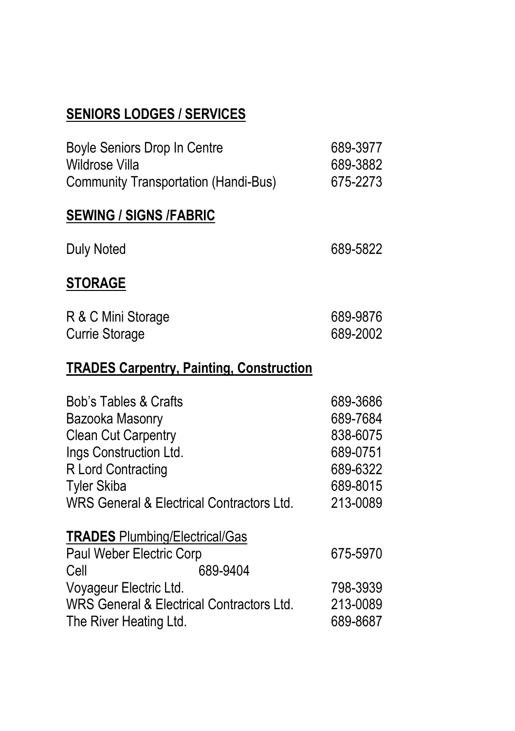## SENIORS LODGES / SERVICES

| | |
|---|---|
| Boyle Seniors Drop In Centre | 689-3977 |
| Wildrose Villa | 689-3882 |
| Community Transportation (Handi-Bus) | 675-2273 |

## SEWING / SIGNS /FABRIC

| | |
|---|---|
| Duly Noted | 689-5822 |

## STORAGE

| | |
|---|---|
| R & C Mini Storage | 689-9876 |
| Currie Storage | 689-2002 |

## TRADES Carpentry, Painting, Construction

| | |
|---|---|
| Bob's Tables & Crafts | 689-3686 |
| Bazooka Masonry | 689-7684 |
| Clean Cut Carpentry | 838-6075 |
| Ings Construction Ltd. | 689-0751 |
| R Lord Contracting | 689-6322 |
| Tyler Skiba | 689-8015 |
| WRS General & Electrical Contractors Ltd. | 213-0089 |

## **TRADES** Plumbing/Electrical/Gas

| | |
|---|---|
| Paul Weber Electric Corp | 675-5970 |
| Cell 689-9404 | |
| Voyageur Electric Ltd. | 798-3939 |
| WRS General & Electrical Contractors Ltd. | 213-0089 |
| The River Heating Ltd. | 689-8687 |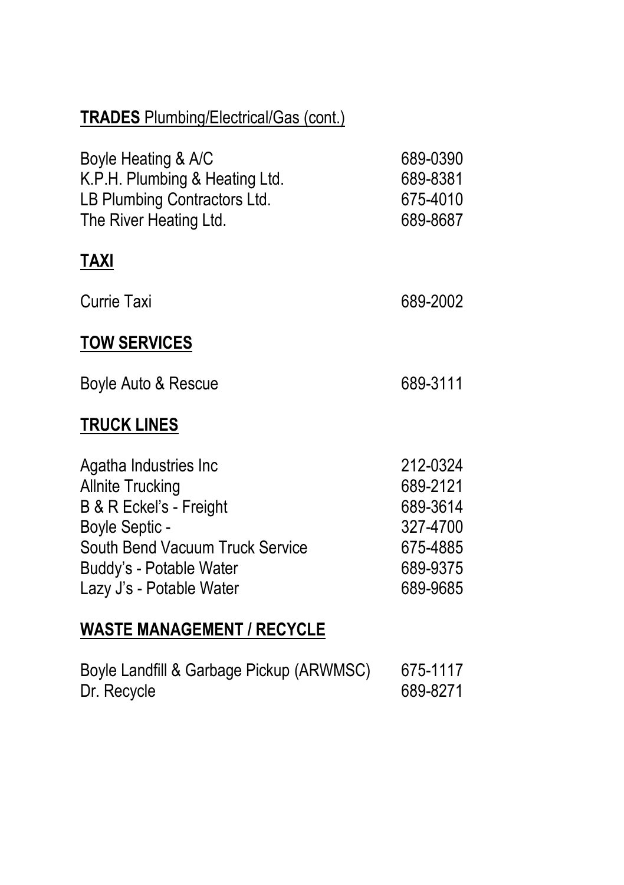## **TRADES** Plumbing/Electrical/Gas (cont.)

| | |
|---|---|
| Boyle Heating & A/C | 689-0390 |
| K.P.H. Plumbing & Heating Ltd. | 689-8381 |
| LB Plumbing Contractors Ltd. | 675-4010 |
| The River Heating Ltd. | 689-8687 |

## **TAXI**

| | |
|---|---|
| Currie Taxi | 689-2002 |

## **TOW SERVICES**

| | |
|---|---|
| Boyle Auto & Rescue | 689-3111 |

## **TRUCK LINES**

| | |
|---|---|
| Agatha Industries Inc | 212-0324 |
| Allnite Trucking | 689-2121 |
| B & R Eckel's - Freight | 689-3614 |
| Boyle Septic - | 327-4700 |
| South Bend Vacuum Truck Service | 675-4885 |
| Buddy's - Potable Water | 689-9375 |
| Lazy J's - Potable Water | 689-9685 |

## **WASTE MANAGEMENT / RECYCLE**

| | |
|---|---|
| Boyle Landfill & Garbage Pickup (ARWMSC) | 675-1117 |
| Dr. Recycle | 689-8271 |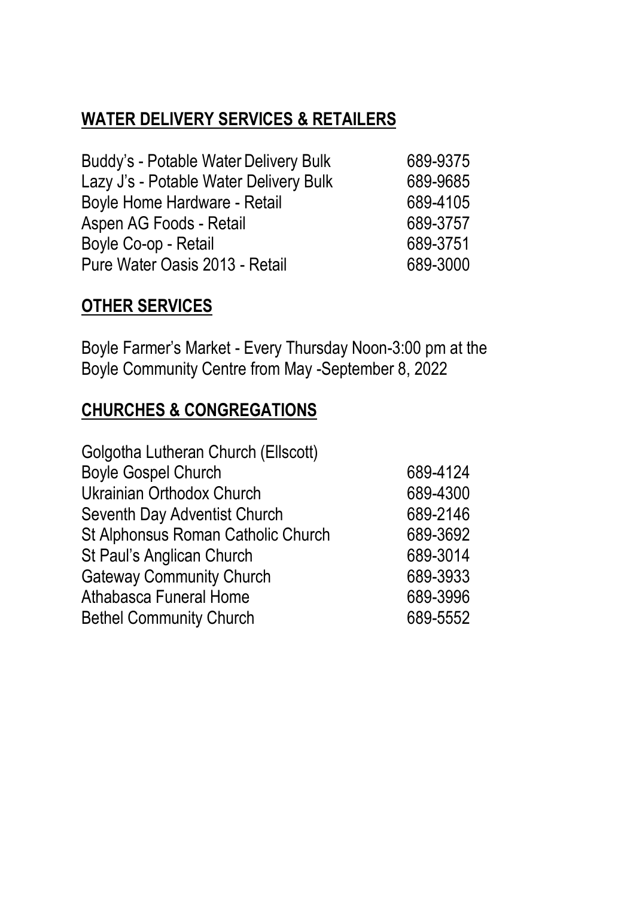## WATER DELIVERY SERVICES & RETAILERS

| | |
|---|---|
| Buddy's - Potable Water Delivery Bulk | 689-9375 |
| Lazy J's - Potable Water Delivery Bulk | 689-9685 |
| Boyle Home Hardware - Retail | 689-4105 |
| Aspen AG Foods - Retail | 689-3757 |
| Boyle Co-op - Retail | 689-3751 |
| Pure Water Oasis 2013 - Retail | 689-3000 |

## OTHER SERVICES

Boyle Farmer's Market - Every Thursday Noon-3:00 pm at the Boyle Community Centre from May -September 8, 2022

## CHURCHES & CONGREGATIONS

| | |
|---|---|
| Golgotha Lutheran Church (Ellscott) | |
| Boyle Gospel Church | 689-4124 |
| Ukrainian Orthodox Church | 689-4300 |
| Seventh Day Adventist Church | 689-2146 |
| St Alphonsus Roman Catholic Church | 689-3692 |
| St Paul's Anglican Church | 689-3014 |
| Gateway Community Church | 689-3933 |
| Athabasca Funeral Home | 689-3996 |
| Bethel Community Church | 689-5552 |